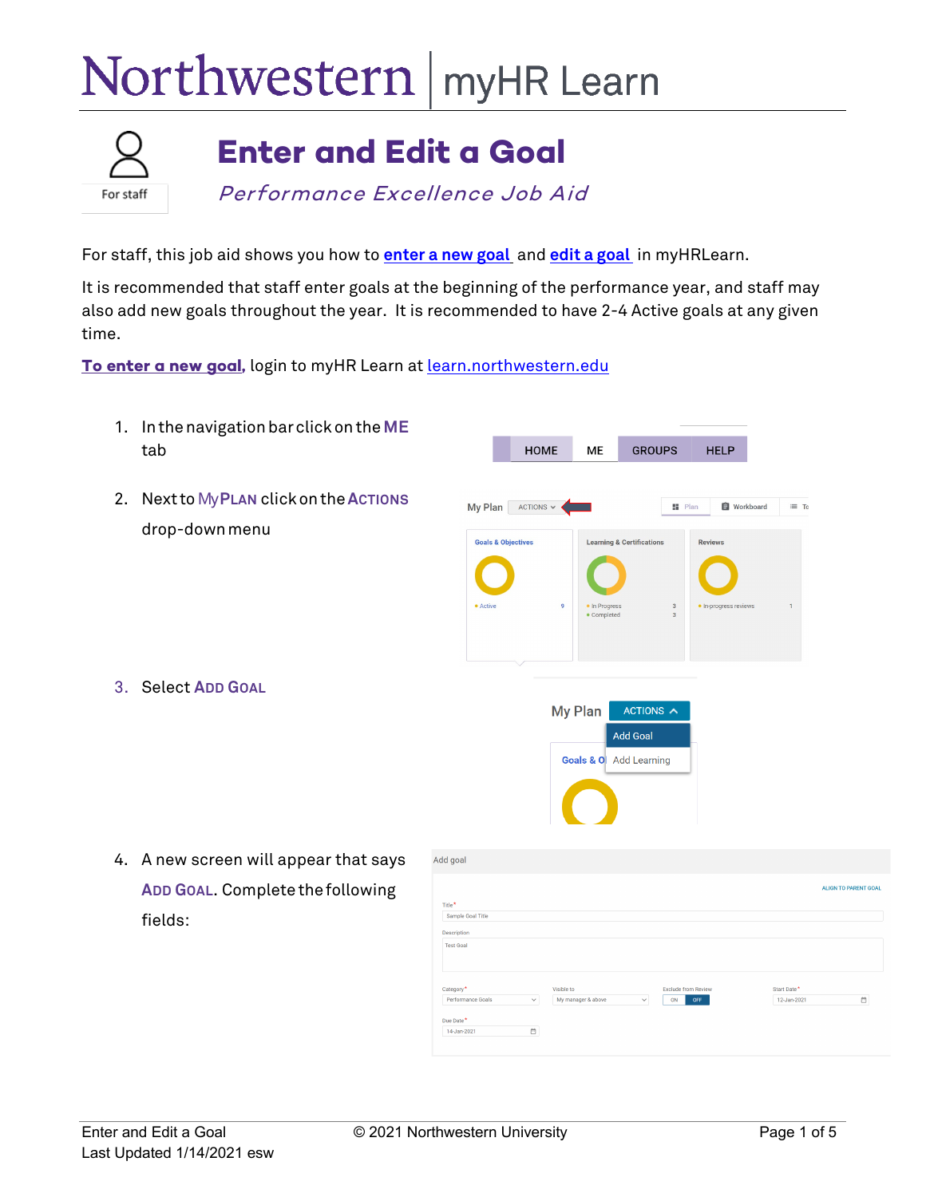# Northwestern | myHR Learn

For staff

# Enter and Edit a Goal

*Performance Excellence Job Aid*

For staff, this job aid shows you how to **enter a new goal** and **edit a goal** in myHRLearn.

It is recommended that staff enter goals at the beginning of the performance year, and staff may also add new goals throughout the year. It is recommended to have 2-4 Active goals at any given time.

**To enter a new goal**, login to myHR Learn at learn.northwestern.edu

1. In the navigation bar click on the **ME** tab
2. Next to **MY PLAN** click on the **ACTIONS** drop-down menu
3. Select **ADD GOAL**
4. A new screen will appear that says **ADD GOAL**. Complete the following fields: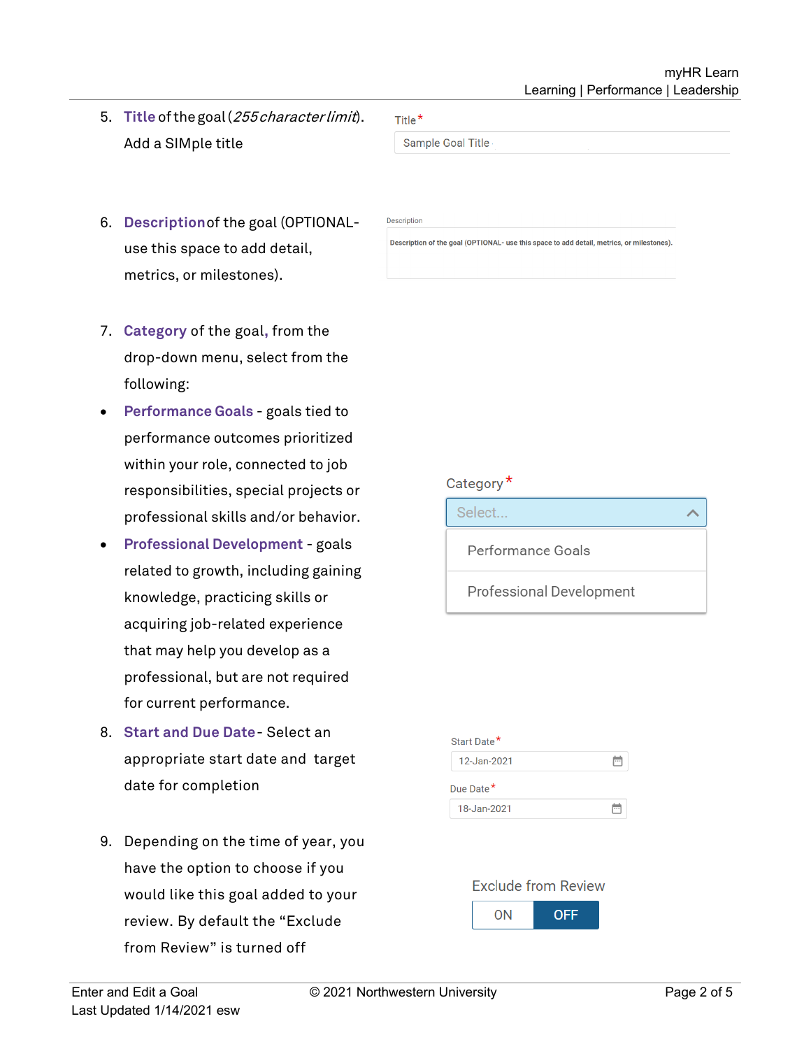5. **Title** of the goal (*255 character limit*). Add a SIMple title

   Title*

   Sample Goal Title

6. **Description** of the goal (OPTIONAL- use this space to add detail, metrics, or milestones).

   Description

   Description of the goal (OPTIONAL- use this space to add detail, metrics, or milestones).

7. **Category** of the goal, from the drop-down menu, select from the following:

- **Performance Goals** - goals tied to performance outcomes prioritized within your role, connected to job responsibilities, special projects or professional skills and/or behavior.
- **Professional Development** - goals related to growth, including gaining knowledge, practicing skills or acquiring job-related experience that may help you develop as a professional, but are not required for current performance.

   Category*

   Select...

   Performance Goals

   Professional Development

8. **Start and Due Date** - Select an appropriate start date and target date for completion

   Start Date*

   12-Jan-2021

   Due Date*

   18-Jan-2021

9. Depending on the time of year, you have the option to choose if you would like this goal added to your review. By default the "Exclude from Review" is turned off

   Exclude from Review

   ON | OFF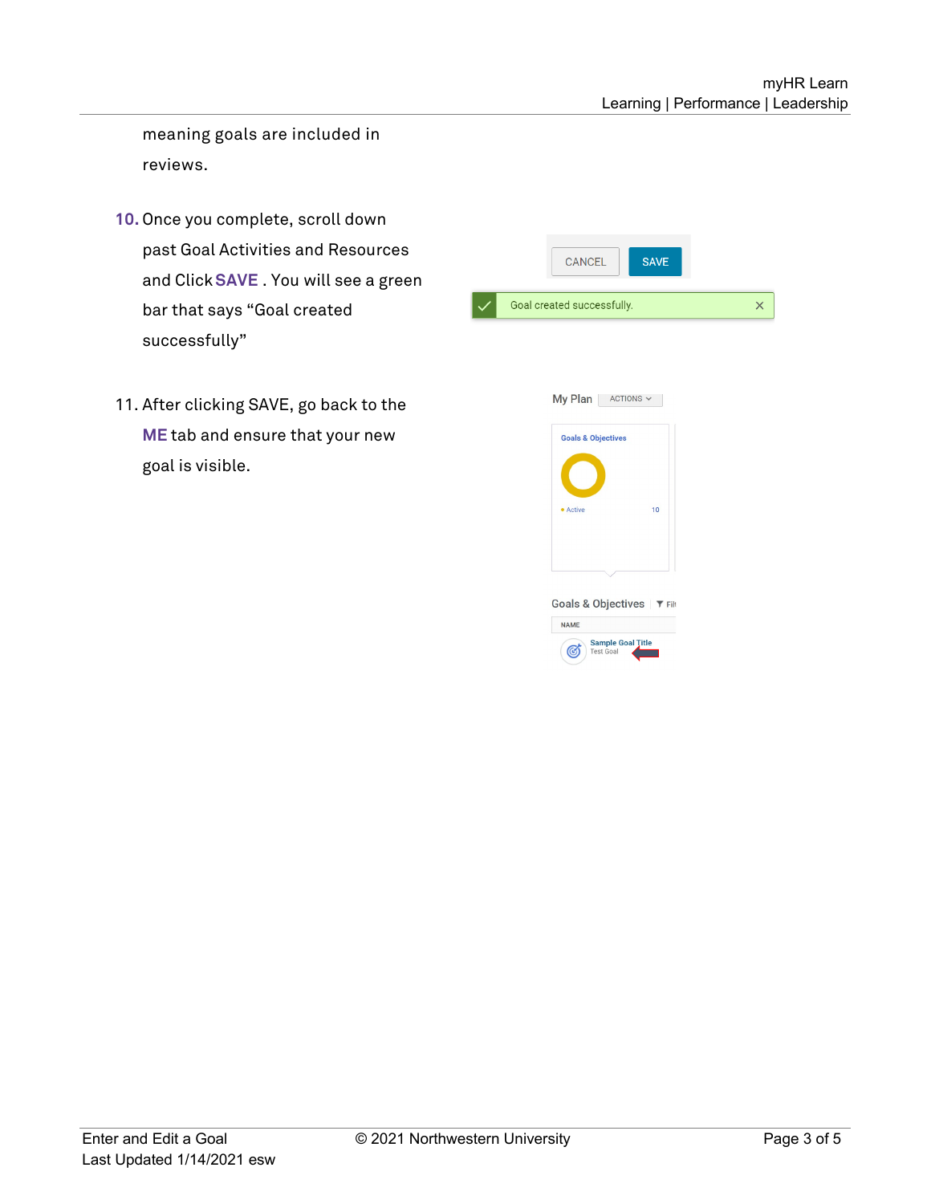meaning goals are included in reviews.

10. Once you complete, scroll down past Goal Activities and Resources and Click **SAVE** . You will see a green bar that says “Goal created successfully”

11. After clicking SAVE, go back to the **ME** tab and ensure that your new goal is visible.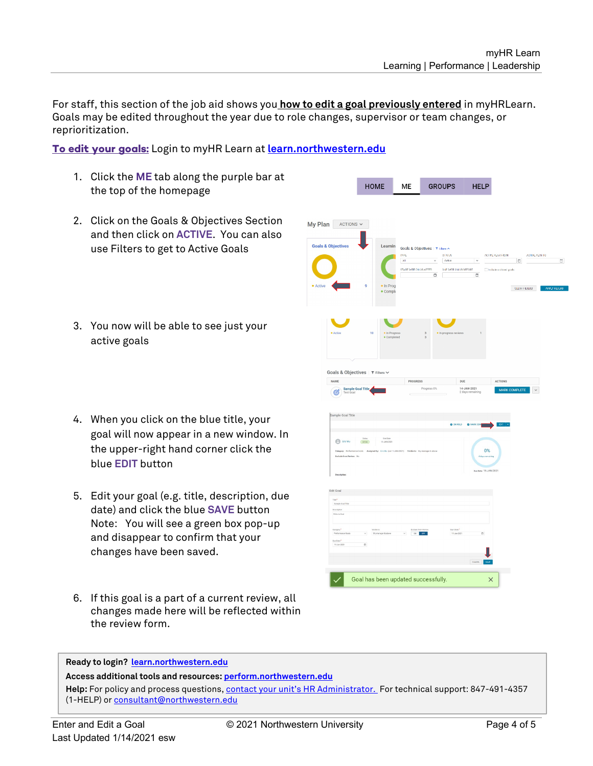For staff, this section of the job aid shows you **how to edit a goal previously entered** in myHRLearn. Goals may be edited throughout the year due to role changes, supervisor or team changes, or reprioritization.

**To edit your goals:** Login to myHR Learn at [learn.northwestern.edu](learn.northwestern.edu)

1. Click the **ME** tab along the purple bar at the top of the homepage
2. Click on the Goals & Objectives Section and then click on **ACTIVE**. You can also use Filters to get to Active Goals
3. You now will be able to see just your active goals
4. When you click on the blue title, your goal will now appear in a new window. In the upper-right hand corner click the blue **EDIT** button
5. Edit your goal (e.g. title, description, due date) and click the blue **SAVE** button
   Note: You will see a green box pop-up and disappear to confirm that your changes have been saved.
6. If this goal is a part of a current review, all changes made here will be reflected within the review form.

**Ready to login?** [learn.northwestern.edu](learn.northwestern.edu)

**Access additional tools and resources:** [perform.northwestern.edu](perform.northwestern.edu)

**Help:** For policy and process questions, contact your unit's HR Administrator. For technical support: 847-491-4357 (1-HELP) or consultant@northwestern.edu

Enter and Edit a Goal
Last Updated 1/14/2021 esw
© 2021 Northwestern University